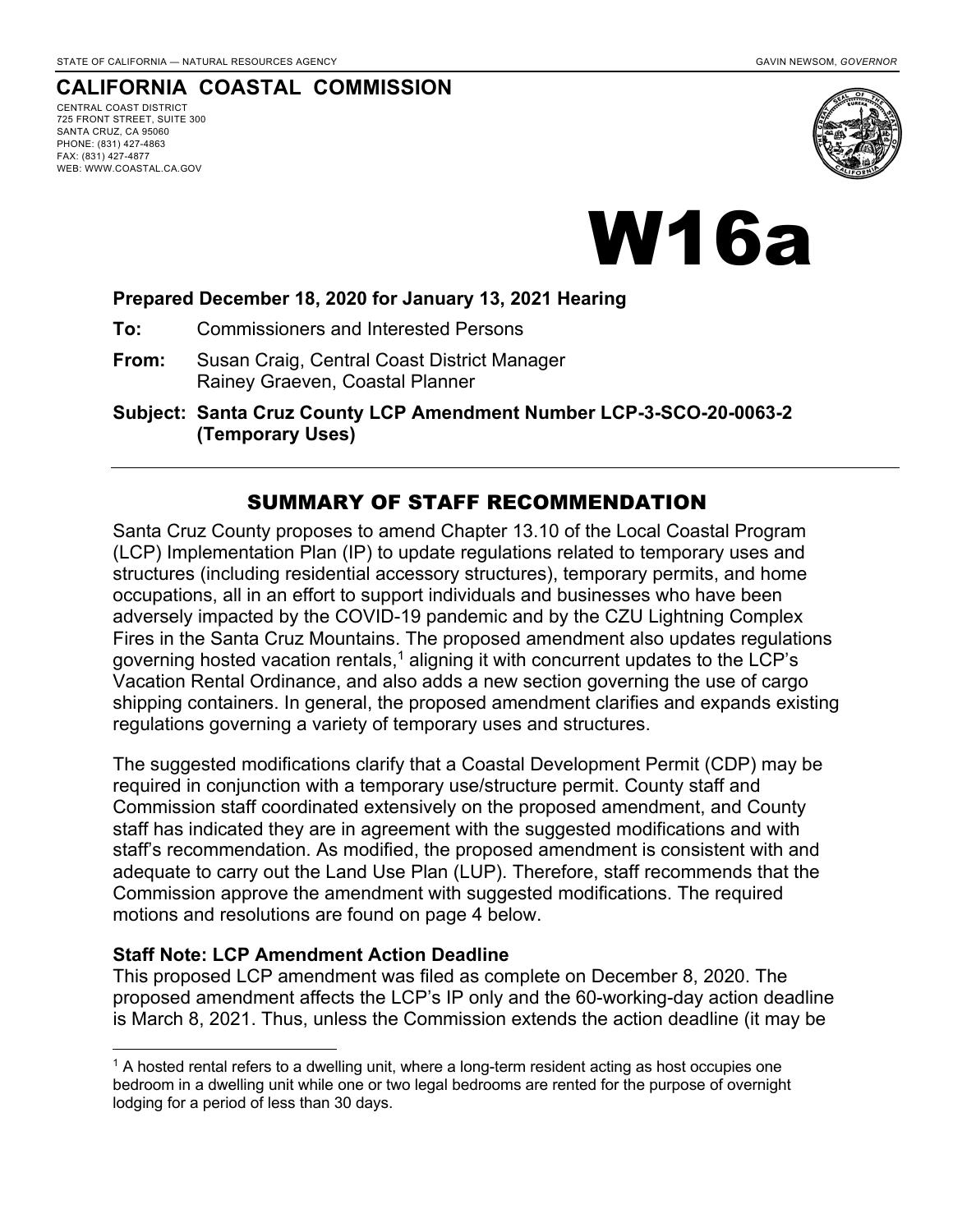STATE OF CALIFORNIA — NATURAL RESOURCES AGENCY GAVIN NEWSOM, *GOVERNOR*

# CALIFORNIA COASTAL COMMISSION

CENTRAL COAST DISTRICT
725 FRONT STREET, SUITE 300
SANTA CRUZ, CA 95060
PHONE: (831) 427-4863
FAX: (831) 427-4877
WEB: WWW.COASTAL.CA.GOV

# W16a

**Prepared December 18, 2020 for January 13, 2021 Hearing**

**To:** Commissioners and Interested Persons

**From:** Susan Craig, Central Coast District Manager
Rainey Graeven, Coastal Planner

**Subject: Santa Cruz County LCP Amendment Number LCP-3-SCO-20-0063-2 (Temporary Uses)**

## SUMMARY OF STAFF RECOMMENDATION

Santa Cruz County proposes to amend Chapter 13.10 of the Local Coastal Program (LCP) Implementation Plan (IP) to update regulations related to temporary uses and structures (including residential accessory structures), temporary permits, and home occupations, all in an effort to support individuals and businesses who have been adversely impacted by the COVID-19 pandemic and by the CZU Lightning Complex Fires in the Santa Cruz Mountains. The proposed amendment also updates regulations governing hosted vacation rentals,[1] aligning it with concurrent updates to the LCP's Vacation Rental Ordinance, and also adds a new section governing the use of cargo shipping containers. In general, the proposed amendment clarifies and expands existing regulations governing a variety of temporary uses and structures.

The suggested modifications clarify that a Coastal Development Permit (CDP) may be required in conjunction with a temporary use/structure permit. County staff and Commission staff coordinated extensively on the proposed amendment, and County staff has indicated they are in agreement with the suggested modifications and with staff's recommendation. As modified, the proposed amendment is consistent with and adequate to carry out the Land Use Plan (LUP). Therefore, staff recommends that the Commission approve the amendment with suggested modifications. The required motions and resolutions are found on page 4 below.

**Staff Note: LCP Amendment Action Deadline**

This proposed LCP amendment was filed as complete on December 8, 2020. The proposed amendment affects the LCP's IP only and the 60-working-day action deadline is March 8, 2021. Thus, unless the Commission extends the action deadline (it may be

[1] A hosted rental refers to a dwelling unit, where a long-term resident acting as host occupies one bedroom in a dwelling unit while one or two legal bedrooms are rented for the purpose of overnight lodging for a period of less than 30 days.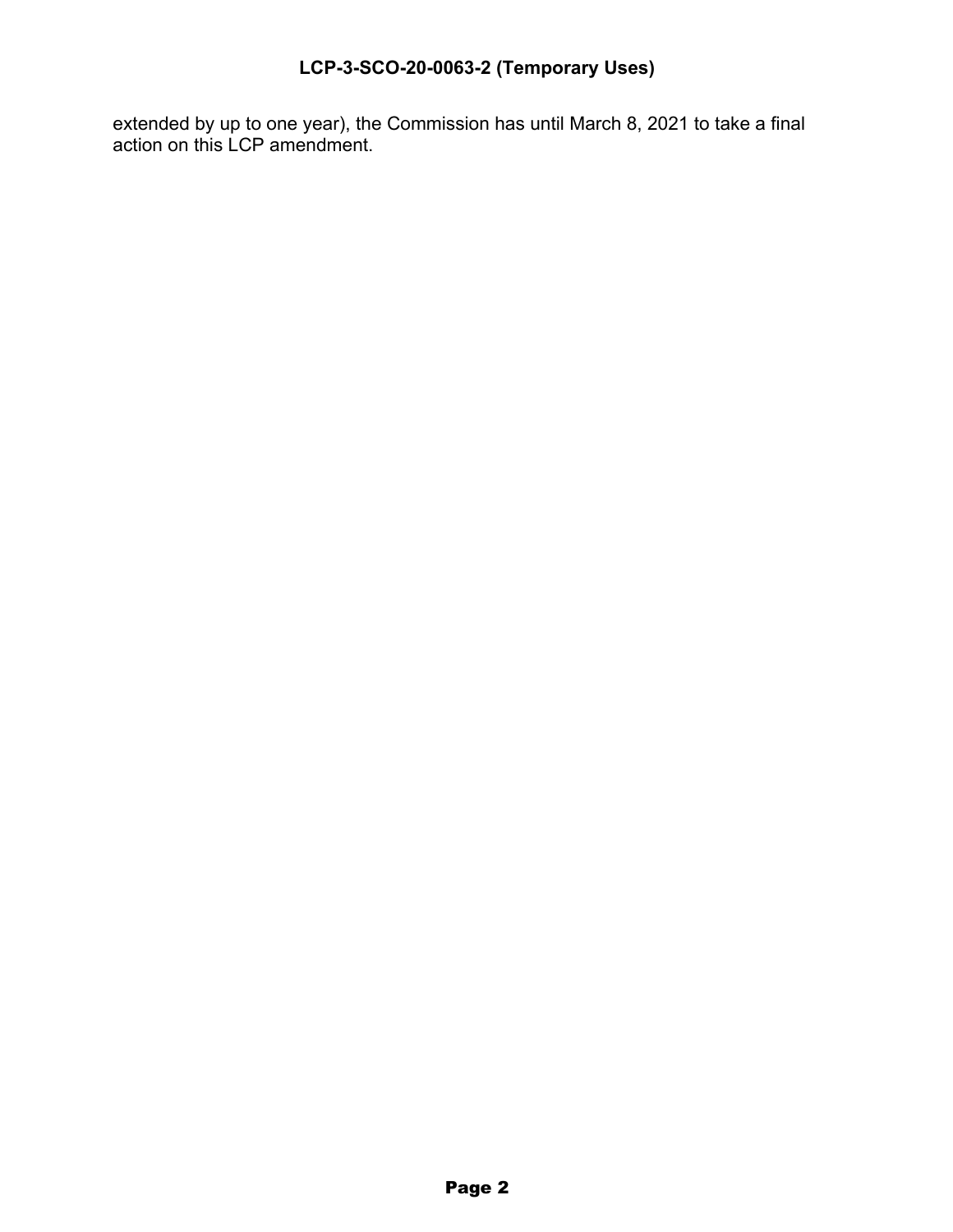extended by up to one year), the Commission has until March 8, 2021 to take a final action on this LCP amendment.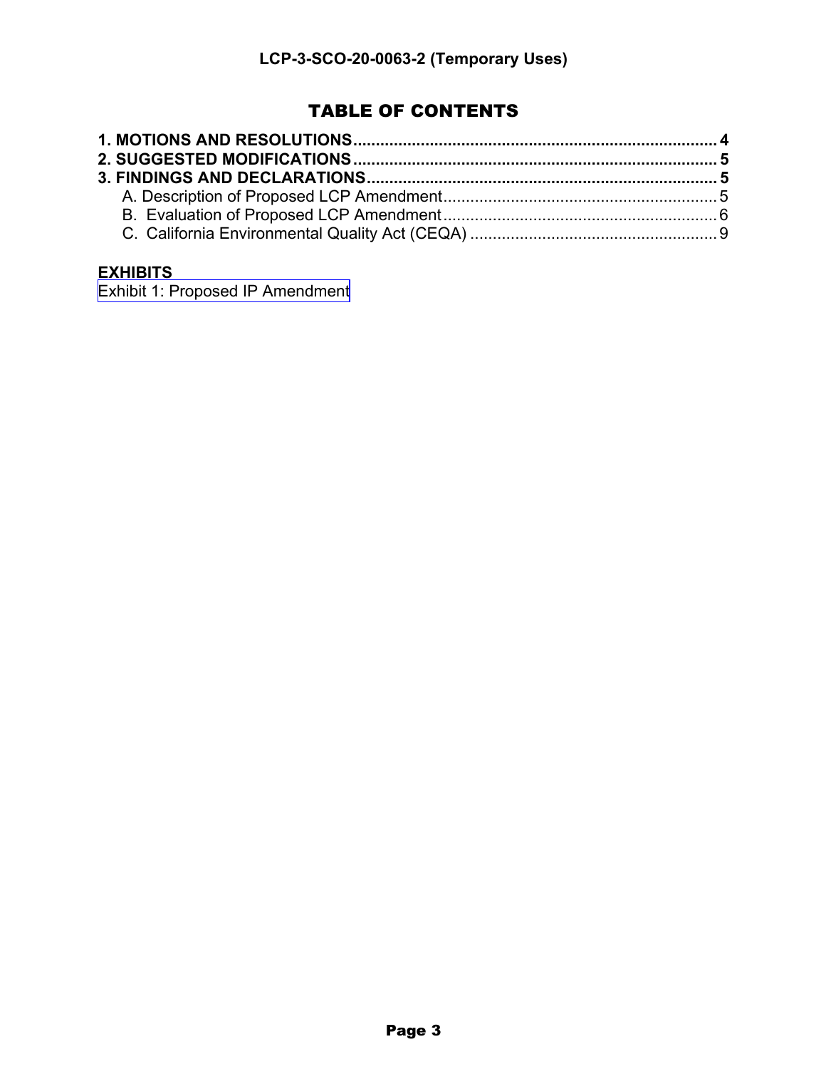# TABLE OF CONTENTS

**1. MOTIONS AND RESOLUTIONS** ........................................................................ **4**
**2. SUGGESTED MODIFICATIONS** ........................................................................ **5**
**3. FINDINGS AND DECLARATIONS** ..................................................................... **5**
  A. Description of Proposed LCP Amendment ........................................................ 5
  B. Evaluation of Proposed LCP Amendment .......................................................... 6
  C. California Environmental Quality Act (CEQA) .................................................... 9

**EXHIBITS**
Exhibit 1: Proposed IP Amendment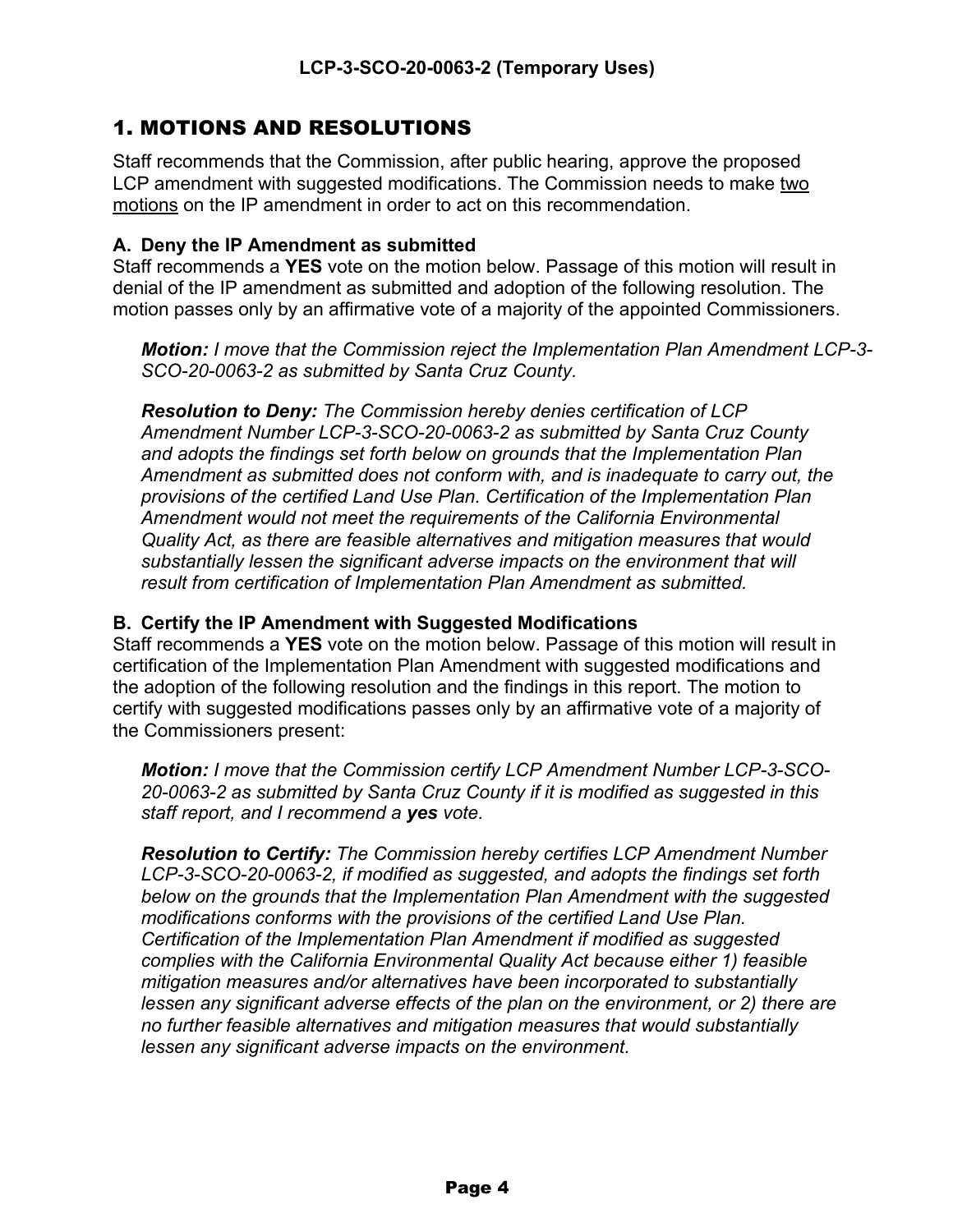# 1. MOTIONS AND RESOLUTIONS

Staff recommends that the Commission, after public hearing, approve the proposed LCP amendment with suggested modifications. The Commission needs to make <u>two motions</u> on the IP amendment in order to act on this recommendation.

### A. Deny the IP Amendment as submitted

Staff recommends a **YES** vote on the motion below. Passage of this motion will result in denial of the IP amendment as submitted and adoption of the following resolution. The motion passes only by an affirmative vote of a majority of the appointed Commissioners.

> ***Motion:*** *I move that the Commission reject the Implementation Plan Amendment LCP-3-SCO-20-0063-2 as submitted by Santa Cruz County.*
>
> ***Resolution to Deny:*** *The Commission hereby denies certification of LCP Amendment Number LCP-3-SCO-20-0063-2 as submitted by Santa Cruz County and adopts the findings set forth below on grounds that the Implementation Plan Amendment as submitted does not conform with, and is inadequate to carry out, the provisions of the certified Land Use Plan. Certification of the Implementation Plan Amendment would not meet the requirements of the California Environmental Quality Act, as there are feasible alternatives and mitigation measures that would substantially lessen the significant adverse impacts on the environment that will result from certification of Implementation Plan Amendment as submitted.*

### B. Certify the IP Amendment with Suggested Modifications

Staff recommends a **YES** vote on the motion below. Passage of this motion will result in certification of the Implementation Plan Amendment with suggested modifications and the adoption of the following resolution and the findings in this report. The motion to certify with suggested modifications passes only by an affirmative vote of a majority of the Commissioners present:

> ***Motion:*** *I move that the Commission certify LCP Amendment Number LCP-3-SCO-20-0063-2 as submitted by Santa Cruz County if it is modified as suggested in this staff report, and I recommend a **yes** vote.*
>
> ***Resolution to Certify:*** *The Commission hereby certifies LCP Amendment Number LCP-3-SCO-20-0063-2, if modified as suggested, and adopts the findings set forth below on the grounds that the Implementation Plan Amendment with the suggested modifications conforms with the provisions of the certified Land Use Plan. Certification of the Implementation Plan Amendment if modified as suggested complies with the California Environmental Quality Act because either 1) feasible mitigation measures and/or alternatives have been incorporated to substantially lessen any significant adverse effects of the plan on the environment, or 2) there are no further feasible alternatives and mitigation measures that would substantially lessen any significant adverse impacts on the environment.*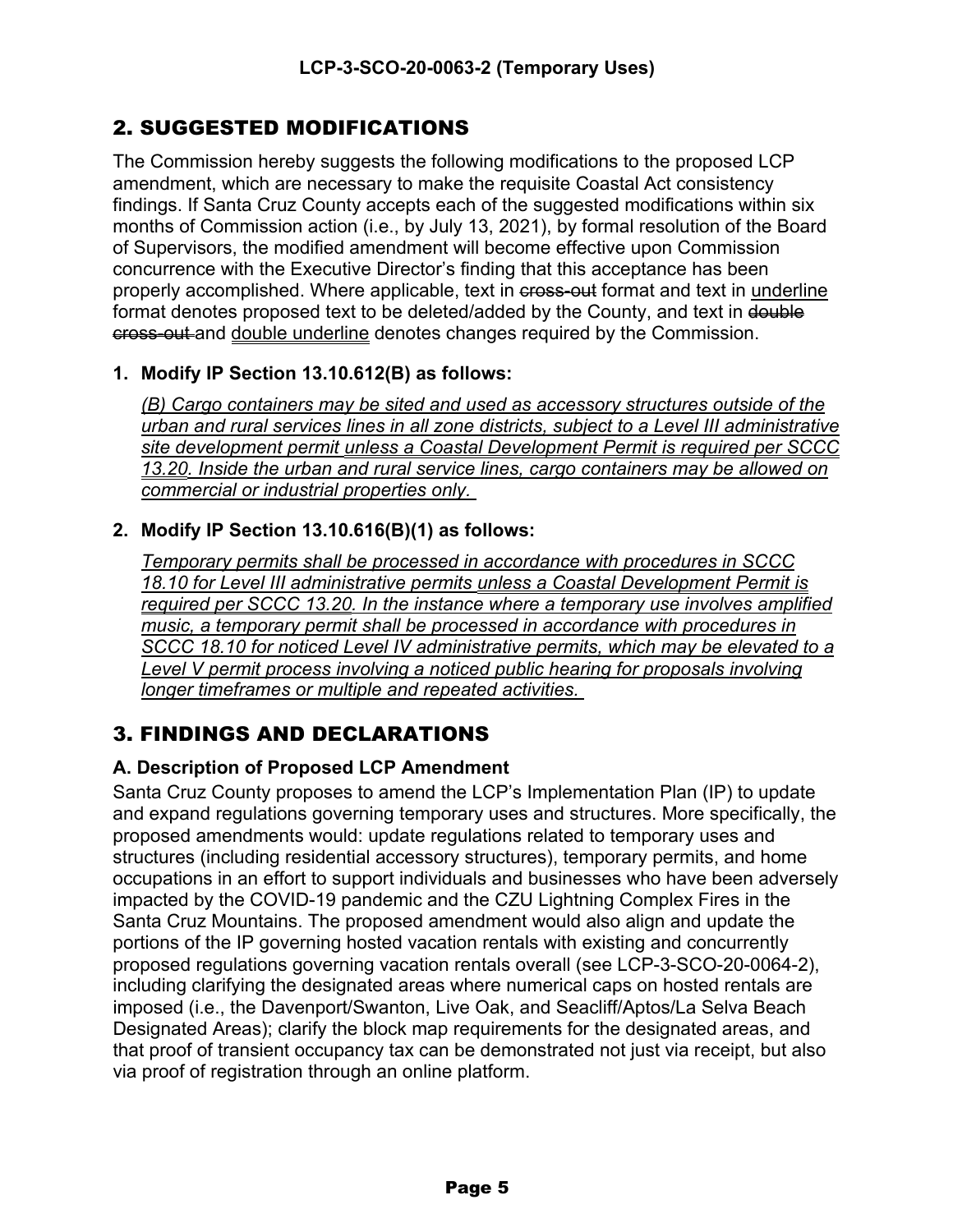## 2. SUGGESTED MODIFICATIONS

The Commission hereby suggests the following modifications to the proposed LCP amendment, which are necessary to make the requisite Coastal Act consistency findings. If Santa Cruz County accepts each of the suggested modifications within six months of Commission action (i.e., by July 13, 2021), by formal resolution of the Board of Supervisors, the modified amendment will become effective upon Commission concurrence with the Executive Director's finding that this acceptance has been properly accomplished. Where applicable, text in ~~cross-out~~ format and text in <u>underline</u> format denotes proposed text to be deleted/added by the County, and text in ~~double cross-out~~ and <u>double underline</u> denotes changes required by the Commission.

**1. Modify IP Section 13.10.612(B) as follows:**

<u>*(B) Cargo containers may be sited and used as accessory structures outside of the urban and rural services lines in all zone districts, subject to a Level III administrative site development permit*</u> <u>unless a Coastal Development Permit is required per SCCC 13.20</u><u>*. Inside the urban and rural service lines, cargo containers may be allowed on commercial or industrial properties only.*</u>

**2. Modify IP Section 13.10.616(B)(1) as follows:**

<u>*Temporary permits shall be processed in accordance with procedures in SCCC 18.10 for Level III administrative permits*</u> <u>unless a Coastal Development Permit is required per SCCC 13.20</u><u>*. In the instance where a temporary use involves amplified music, a temporary permit shall be processed in accordance with procedures in SCCC 18.10 for noticed Level IV administrative permits, which may be elevated to a Level V permit process involving a noticed public hearing for proposals involving longer timeframes or multiple and repeated activities.*</u>

## 3. FINDINGS AND DECLARATIONS

### A. Description of Proposed LCP Amendment

Santa Cruz County proposes to amend the LCP's Implementation Plan (IP) to update and expand regulations governing temporary uses and structures. More specifically, the proposed amendments would: update regulations related to temporary uses and structures (including residential accessory structures), temporary permits, and home occupations in an effort to support individuals and businesses who have been adversely impacted by the COVID-19 pandemic and the CZU Lightning Complex Fires in the Santa Cruz Mountains. The proposed amendment would also align and update the portions of the IP governing hosted vacation rentals with existing and concurrently proposed regulations governing vacation rentals overall (see LCP-3-SCO-20-0064-2), including clarifying the designated areas where numerical caps on hosted rentals are imposed (i.e., the Davenport/Swanton, Live Oak, and Seacliff/Aptos/La Selva Beach Designated Areas); clarify the block map requirements for the designated areas, and that proof of transient occupancy tax can be demonstrated not just via receipt, but also via proof of registration through an online platform.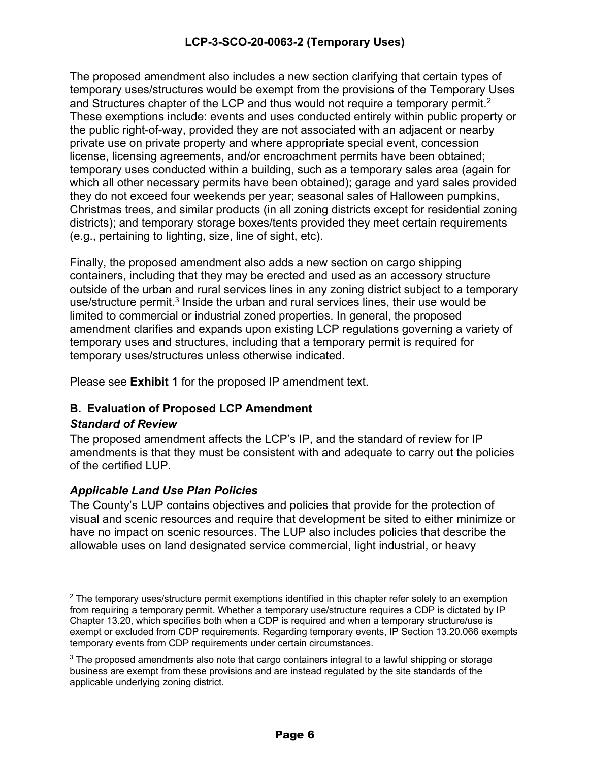The proposed amendment also includes a new section clarifying that certain types of temporary uses/structures would be exempt from the provisions of the Temporary Uses and Structures chapter of the LCP and thus would not require a temporary permit.[2] These exemptions include: events and uses conducted entirely within public property or the public right-of-way, provided they are not associated with an adjacent or nearby private use on private property and where appropriate special event, concession license, licensing agreements, and/or encroachment permits have been obtained; temporary uses conducted within a building, such as a temporary sales area (again for which all other necessary permits have been obtained); garage and yard sales provided they do not exceed four weekends per year; seasonal sales of Halloween pumpkins, Christmas trees, and similar products (in all zoning districts except for residential zoning districts); and temporary storage boxes/tents provided they meet certain requirements (e.g., pertaining to lighting, size, line of sight, etc).

Finally, the proposed amendment also adds a new section on cargo shipping containers, including that they may be erected and used as an accessory structure outside of the urban and rural services lines in any zoning district subject to a temporary use/structure permit.[3] Inside the urban and rural services lines, their use would be limited to commercial or industrial zoned properties. In general, the proposed amendment clarifies and expands upon existing LCP regulations governing a variety of temporary uses and structures, including that a temporary permit is required for temporary uses/structures unless otherwise indicated.

Please see **Exhibit 1** for the proposed IP amendment text.

### B. Evaluation of Proposed LCP Amendment

***Standard of Review***

The proposed amendment affects the LCP's IP, and the standard of review for IP amendments is that they must be consistent with and adequate to carry out the policies of the certified LUP.

***Applicable Land Use Plan Policies***

The County's LUP contains objectives and policies that provide for the protection of visual and scenic resources and require that development be sited to either minimize or have no impact on scenic resources. The LUP also includes policies that describe the allowable uses on land designated service commercial, light industrial, or heavy

---

[2] The temporary uses/structure permit exemptions identified in this chapter refer solely to an exemption from requiring a temporary permit. Whether a temporary use/structure requires a CDP is dictated by IP Chapter 13.20, which specifies both when a CDP is required and when a temporary structure/use is exempt or excluded from CDP requirements. Regarding temporary events, IP Section 13.20.066 exempts temporary events from CDP requirements under certain circumstances.

[3] The proposed amendments also note that cargo containers integral to a lawful shipping or storage business are exempt from these provisions and are instead regulated by the site standards of the applicable underlying zoning district.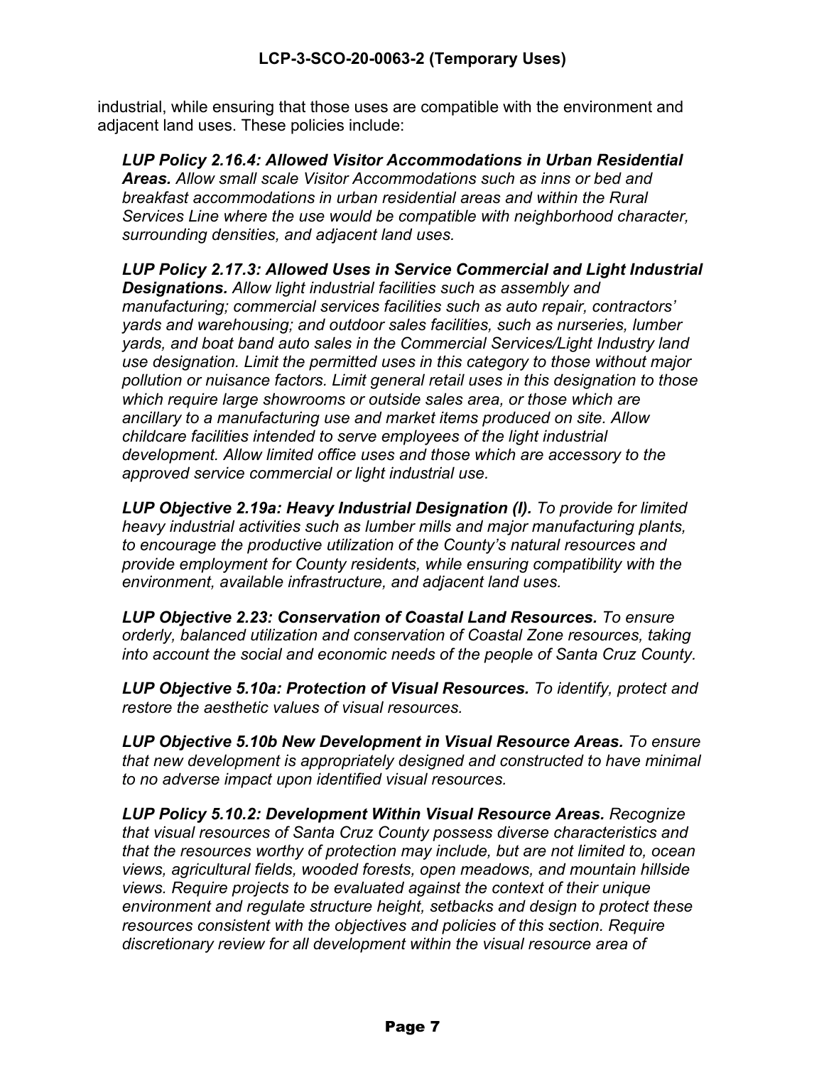industrial, while ensuring that those uses are compatible with the environment and adjacent land uses. These policies include:

> ***LUP Policy 2.16.4: Allowed Visitor Accommodations in Urban Residential Areas.*** *Allow small scale Visitor Accommodations such as inns or bed and breakfast accommodations in urban residential areas and within the Rural Services Line where the use would be compatible with neighborhood character, surrounding densities, and adjacent land uses.*
>
> ***LUP Policy 2.17.3: Allowed Uses in Service Commercial and Light Industrial Designations.*** *Allow light industrial facilities such as assembly and manufacturing; commercial services facilities such as auto repair, contractors' yards and warehousing; and outdoor sales facilities, such as nurseries, lumber yards, and boat band auto sales in the Commercial Services/Light Industry land use designation. Limit the permitted uses in this category to those without major pollution or nuisance factors. Limit general retail uses in this designation to those which require large showrooms or outside sales area, or those which are ancillary to a manufacturing use and market items produced on site. Allow childcare facilities intended to serve employees of the light industrial development. Allow limited office uses and those which are accessory to the approved service commercial or light industrial use.*
>
> ***LUP Objective 2.19a: Heavy Industrial Designation (I).*** *To provide for limited heavy industrial activities such as lumber mills and major manufacturing plants, to encourage the productive utilization of the County's natural resources and provide employment for County residents, while ensuring compatibility with the environment, available infrastructure, and adjacent land uses.*
>
> ***LUP Objective 2.23: Conservation of Coastal Land Resources.*** *To ensure orderly, balanced utilization and conservation of Coastal Zone resources, taking into account the social and economic needs of the people of Santa Cruz County.*
>
> ***LUP Objective 5.10a: Protection of Visual Resources.*** *To identify, protect and restore the aesthetic values of visual resources.*
>
> ***LUP Objective 5.10b New Development in Visual Resource Areas.*** *To ensure that new development is appropriately designed and constructed to have minimal to no adverse impact upon identified visual resources.*
>
> ***LUP Policy 5.10.2: Development Within Visual Resource Areas.*** *Recognize that visual resources of Santa Cruz County possess diverse characteristics and that the resources worthy of protection may include, but are not limited to, ocean views, agricultural fields, wooded forests, open meadows, and mountain hillside views. Require projects to be evaluated against the context of their unique environment and regulate structure height, setbacks and design to protect these resources consistent with the objectives and policies of this section. Require discretionary review for all development within the visual resource area of*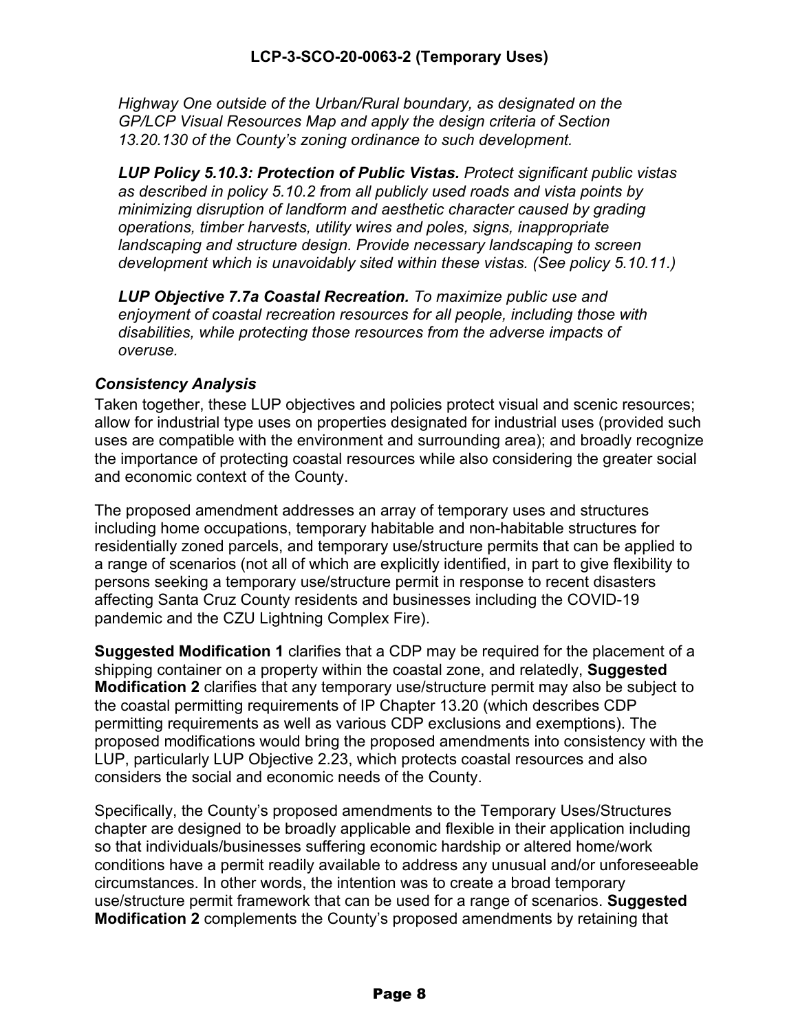*Highway One outside of the Urban/Rural boundary, as designated on the GP/LCP Visual Resources Map and apply the design criteria of Section 13.20.130 of the County's zoning ordinance to such development.*

***LUP Policy 5.10.3: Protection of Public Vistas.*** *Protect significant public vistas as described in policy 5.10.2 from all publicly used roads and vista points by minimizing disruption of landform and aesthetic character caused by grading operations, timber harvests, utility wires and poles, signs, inappropriate landscaping and structure design. Provide necessary landscaping to screen development which is unavoidably sited within these vistas. (See policy 5.10.11.)*

***LUP Objective 7.7a Coastal Recreation.*** *To maximize public use and enjoyment of coastal recreation resources for all people, including those with disabilities, while protecting those resources from the adverse impacts of overuse.*

### *Consistency Analysis*

Taken together, these LUP objectives and policies protect visual and scenic resources; allow for industrial type uses on properties designated for industrial uses (provided such uses are compatible with the environment and surrounding area); and broadly recognize the importance of protecting coastal resources while also considering the greater social and economic context of the County.

The proposed amendment addresses an array of temporary uses and structures including home occupations, temporary habitable and non-habitable structures for residentially zoned parcels, and temporary use/structure permits that can be applied to a range of scenarios (not all of which are explicitly identified, in part to give flexibility to persons seeking a temporary use/structure permit in response to recent disasters affecting Santa Cruz County residents and businesses including the COVID-19 pandemic and the CZU Lightning Complex Fire).

**Suggested Modification 1** clarifies that a CDP may be required for the placement of a shipping container on a property within the coastal zone, and relatedly, **Suggested Modification 2** clarifies that any temporary use/structure permit may also be subject to the coastal permitting requirements of IP Chapter 13.20 (which describes CDP permitting requirements as well as various CDP exclusions and exemptions). The proposed modifications would bring the proposed amendments into consistency with the LUP, particularly LUP Objective 2.23, which protects coastal resources and also considers the social and economic needs of the County.

Specifically, the County's proposed amendments to the Temporary Uses/Structures chapter are designed to be broadly applicable and flexible in their application including so that individuals/businesses suffering economic hardship or altered home/work conditions have a permit readily available to address any unusual and/or unforeseeable circumstances. In other words, the intention was to create a broad temporary use/structure permit framework that can be used for a range of scenarios. **Suggested Modification 2** complements the County's proposed amendments by retaining that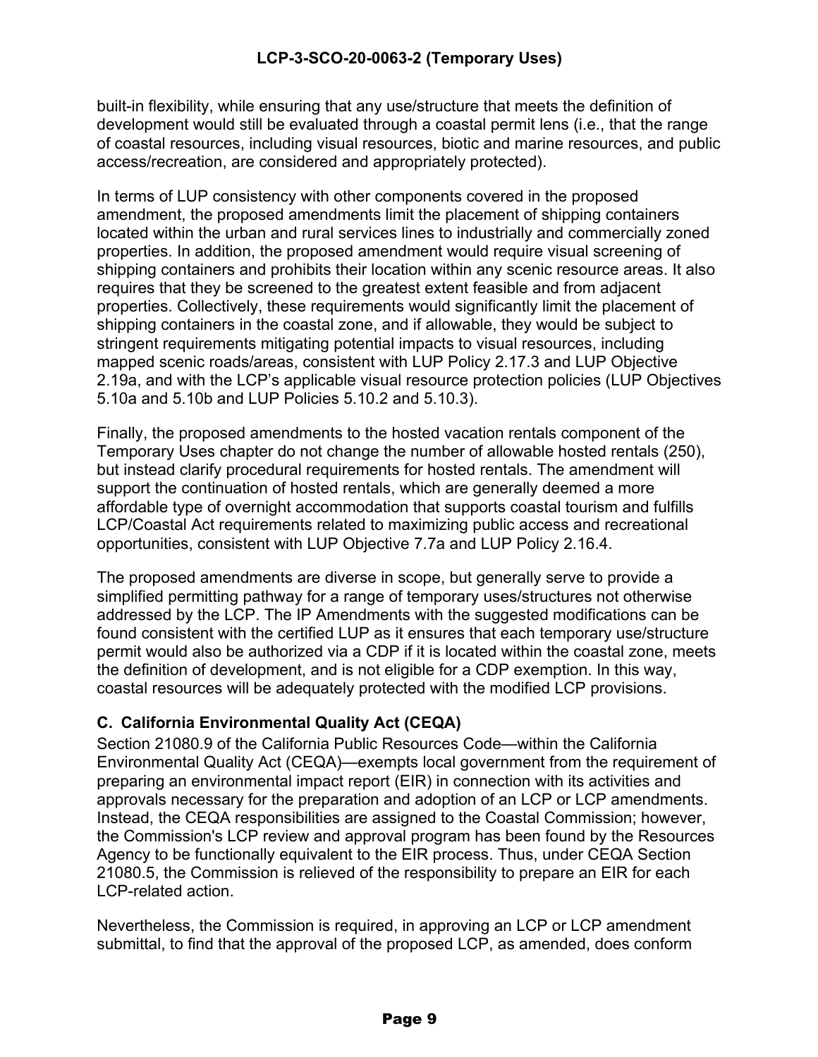built-in flexibility, while ensuring that any use/structure that meets the definition of development would still be evaluated through a coastal permit lens (i.e., that the range of coastal resources, including visual resources, biotic and marine resources, and public access/recreation, are considered and appropriately protected).

In terms of LUP consistency with other components covered in the proposed amendment, the proposed amendments limit the placement of shipping containers located within the urban and rural services lines to industrially and commercially zoned properties. In addition, the proposed amendment would require visual screening of shipping containers and prohibits their location within any scenic resource areas. It also requires that they be screened to the greatest extent feasible and from adjacent properties. Collectively, these requirements would significantly limit the placement of shipping containers in the coastal zone, and if allowable, they would be subject to stringent requirements mitigating potential impacts to visual resources, including mapped scenic roads/areas, consistent with LUP Policy 2.17.3 and LUP Objective 2.19a, and with the LCP's applicable visual resource protection policies (LUP Objectives 5.10a and 5.10b and LUP Policies 5.10.2 and 5.10.3).

Finally, the proposed amendments to the hosted vacation rentals component of the Temporary Uses chapter do not change the number of allowable hosted rentals (250), but instead clarify procedural requirements for hosted rentals. The amendment will support the continuation of hosted rentals, which are generally deemed a more affordable type of overnight accommodation that supports coastal tourism and fulfills LCP/Coastal Act requirements related to maximizing public access and recreational opportunities, consistent with LUP Objective 7.7a and LUP Policy 2.16.4.

The proposed amendments are diverse in scope, but generally serve to provide a simplified permitting pathway for a range of temporary uses/structures not otherwise addressed by the LCP. The IP Amendments with the suggested modifications can be found consistent with the certified LUP as it ensures that each temporary use/structure permit would also be authorized via a CDP if it is located within the coastal zone, meets the definition of development, and is not eligible for a CDP exemption. In this way, coastal resources will be adequately protected with the modified LCP provisions.

### C. California Environmental Quality Act (CEQA)

Section 21080.9 of the California Public Resources Code—within the California Environmental Quality Act (CEQA)—exempts local government from the requirement of preparing an environmental impact report (EIR) in connection with its activities and approvals necessary for the preparation and adoption of an LCP or LCP amendments. Instead, the CEQA responsibilities are assigned to the Coastal Commission; however, the Commission's LCP review and approval program has been found by the Resources Agency to be functionally equivalent to the EIR process. Thus, under CEQA Section 21080.5, the Commission is relieved of the responsibility to prepare an EIR for each LCP-related action.

Nevertheless, the Commission is required, in approving an LCP or LCP amendment submittal, to find that the approval of the proposed LCP, as amended, does conform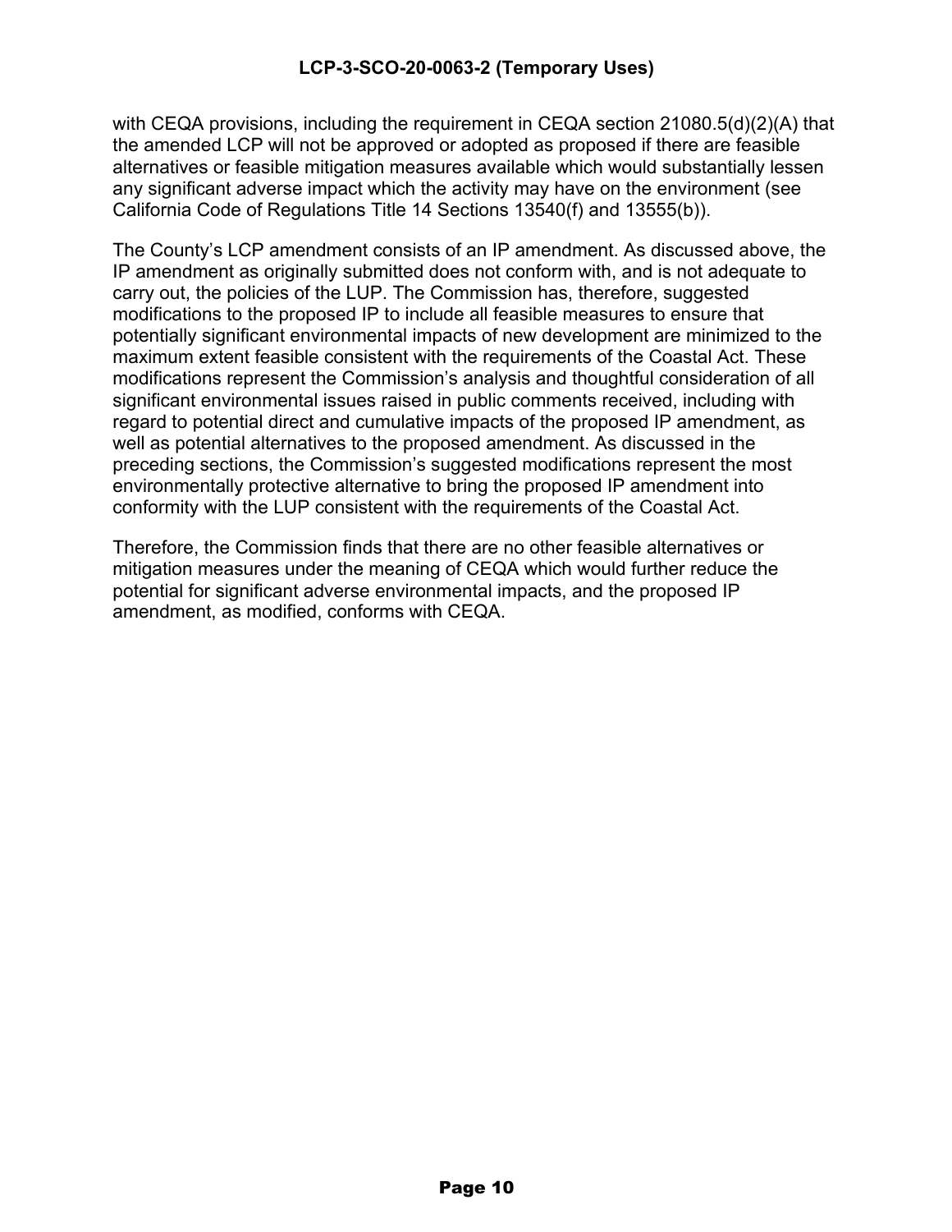with CEQA provisions, including the requirement in CEQA section 21080.5(d)(2)(A) that the amended LCP will not be approved or adopted as proposed if there are feasible alternatives or feasible mitigation measures available which would substantially lessen any significant adverse impact which the activity may have on the environment (see California Code of Regulations Title 14 Sections 13540(f) and 13555(b)).

The County's LCP amendment consists of an IP amendment. As discussed above, the IP amendment as originally submitted does not conform with, and is not adequate to carry out, the policies of the LUP. The Commission has, therefore, suggested modifications to the proposed IP to include all feasible measures to ensure that potentially significant environmental impacts of new development are minimized to the maximum extent feasible consistent with the requirements of the Coastal Act. These modifications represent the Commission's analysis and thoughtful consideration of all significant environmental issues raised in public comments received, including with regard to potential direct and cumulative impacts of the proposed IP amendment, as well as potential alternatives to the proposed amendment. As discussed in the preceding sections, the Commission's suggested modifications represent the most environmentally protective alternative to bring the proposed IP amendment into conformity with the LUP consistent with the requirements of the Coastal Act.

Therefore, the Commission finds that there are no other feasible alternatives or mitigation measures under the meaning of CEQA which would further reduce the potential for significant adverse environmental impacts, and the proposed IP amendment, as modified, conforms with CEQA.